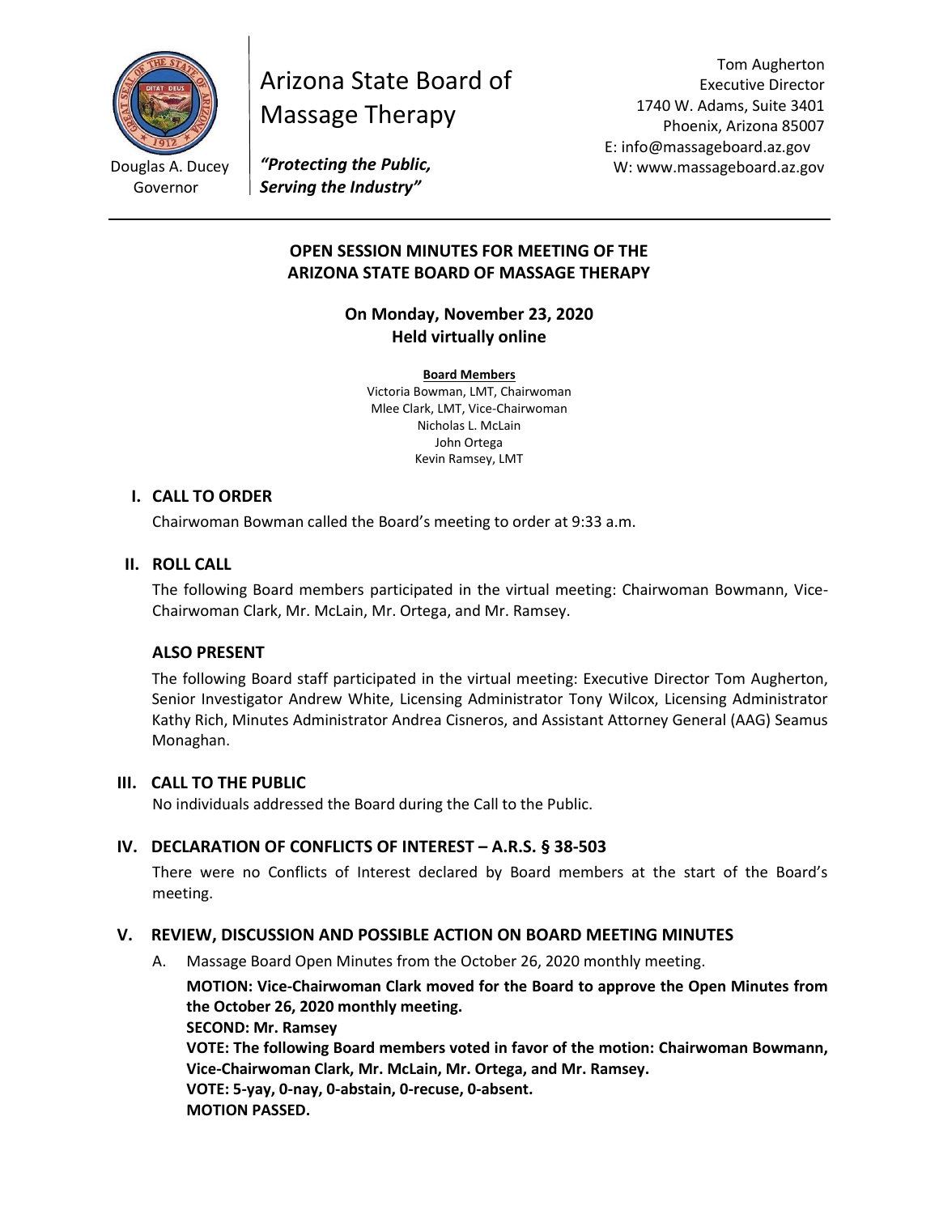Douglas A. Ducey
Governor

# Arizona State Board of Massage Therapy

***"Protecting the Public, Serving the Industry"***

Tom Augherton
Executive Director
1740 W. Adams, Suite 3401
Phoenix, Arizona 85007
E: info@massageboard.az.gov
W: www.massageboard.az.gov

---

## OPEN SESSION MINUTES FOR MEETING OF THE ARIZONA STATE BOARD OF MASSAGE THERAPY

### On Monday, November 23, 2020
### Held virtually online

**Board Members**
Victoria Bowman, LMT, Chairwoman
Mlee Clark, LMT, Vice-Chairwoman
Nicholas L. McLain
John Ortega
Kevin Ramsey, LMT

## I. CALL TO ORDER

Chairwoman Bowman called the Board's meeting to order at 9:33 a.m.

## II. ROLL CALL

The following Board members participated in the virtual meeting: Chairwoman Bowmann, Vice-Chairwoman Clark, Mr. McLain, Mr. Ortega, and Mr. Ramsey.

### ALSO PRESENT

The following Board staff participated in the virtual meeting: Executive Director Tom Augherton, Senior Investigator Andrew White, Licensing Administrator Tony Wilcox, Licensing Administrator Kathy Rich, Minutes Administrator Andrea Cisneros, and Assistant Attorney General (AAG) Seamus Monaghan.

## III. CALL TO THE PUBLIC

No individuals addressed the Board during the Call to the Public.

## IV. DECLARATION OF CONFLICTS OF INTEREST – A.R.S. § 38-503

There were no Conflicts of Interest declared by Board members at the start of the Board's meeting.

## V. REVIEW, DISCUSSION AND POSSIBLE ACTION ON BOARD MEETING MINUTES

A. Massage Board Open Minutes from the October 26, 2020 monthly meeting.

**MOTION: Vice-Chairwoman Clark moved for the Board to approve the Open Minutes from the October 26, 2020 monthly meeting.**
**SECOND: Mr. Ramsey**
**VOTE: The following Board members voted in favor of the motion: Chairwoman Bowmann, Vice-Chairwoman Clark, Mr. McLain, Mr. Ortega, and Mr. Ramsey.**
**VOTE: 5-yay, 0-nay, 0-abstain, 0-recuse, 0-absent.**
**MOTION PASSED.**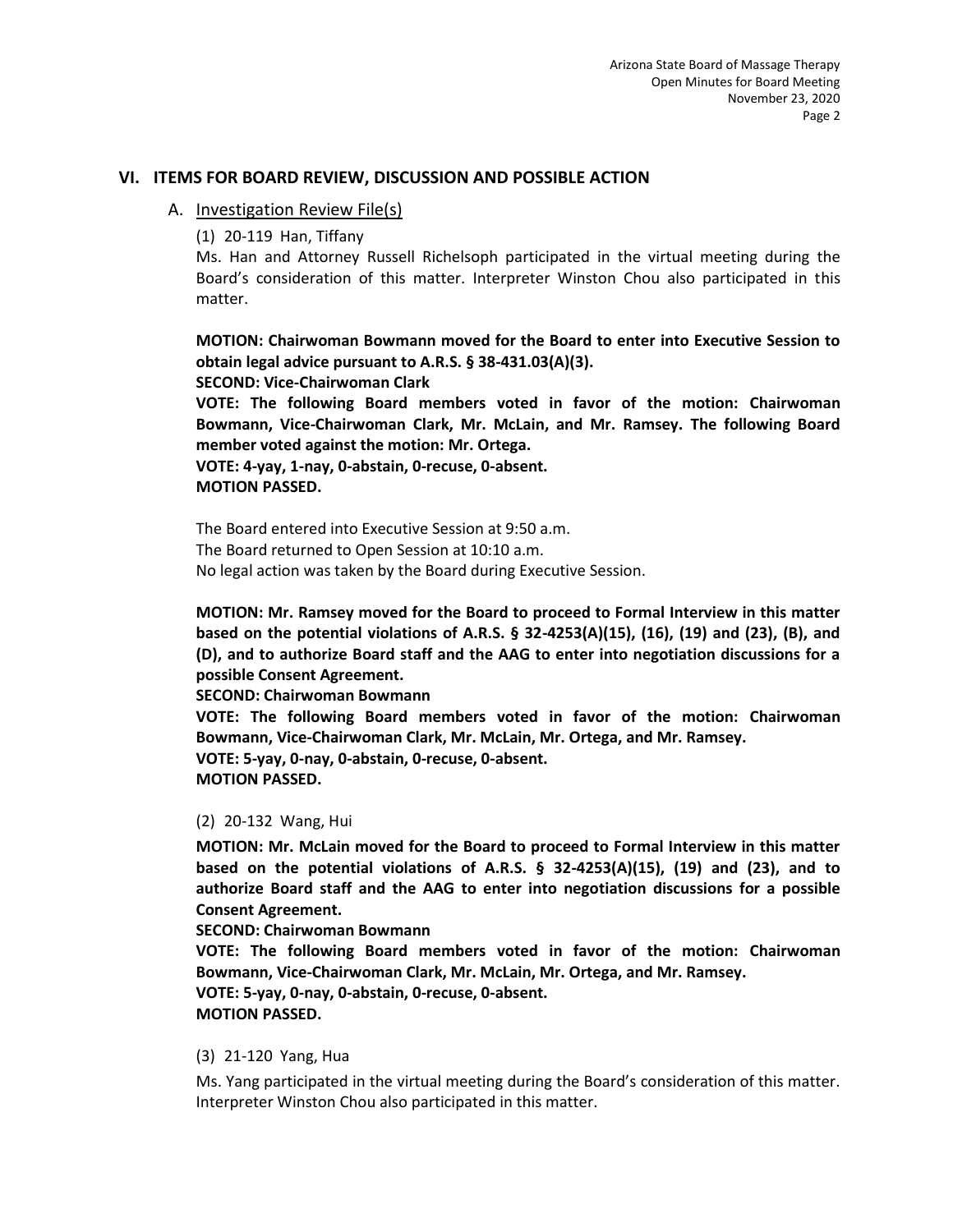## VI. ITEMS FOR BOARD REVIEW, DISCUSSION AND POSSIBLE ACTION

### A. Investigation Review File(s)

(1) 20-119 Han, Tiffany

Ms. Han and Attorney Russell Richelsoph participated in the virtual meeting during the Board's consideration of this matter. Interpreter Winston Chou also participated in this matter.

**MOTION: Chairwoman Bowmann moved for the Board to enter into Executive Session to obtain legal advice pursuant to A.R.S. § 38-431.03(A)(3).**
**SECOND: Vice-Chairwoman Clark**
**VOTE: The following Board members voted in favor of the motion: Chairwoman Bowmann, Vice-Chairwoman Clark, Mr. McLain, and Mr. Ramsey. The following Board member voted against the motion: Mr. Ortega.**
**VOTE: 4-yay, 1-nay, 0-abstain, 0-recuse, 0-absent.**
**MOTION PASSED.**

The Board entered into Executive Session at 9:50 a.m.
The Board returned to Open Session at 10:10 a.m.
No legal action was taken by the Board during Executive Session.

**MOTION: Mr. Ramsey moved for the Board to proceed to Formal Interview in this matter based on the potential violations of A.R.S. § 32-4253(A)(15), (16), (19) and (23), (B), and (D), and to authorize Board staff and the AAG to enter into negotiation discussions for a possible Consent Agreement.**
**SECOND: Chairwoman Bowmann**
**VOTE: The following Board members voted in favor of the motion: Chairwoman Bowmann, Vice-Chairwoman Clark, Mr. McLain, Mr. Ortega, and Mr. Ramsey.**
**VOTE: 5-yay, 0-nay, 0-abstain, 0-recuse, 0-absent.**
**MOTION PASSED.**

(2) 20-132 Wang, Hui

**MOTION: Mr. McLain moved for the Board to proceed to Formal Interview in this matter based on the potential violations of A.R.S. § 32-4253(A)(15), (19) and (23), and to authorize Board staff and the AAG to enter into negotiation discussions for a possible Consent Agreement.**
**SECOND: Chairwoman Bowmann**
**VOTE: The following Board members voted in favor of the motion: Chairwoman Bowmann, Vice-Chairwoman Clark, Mr. McLain, Mr. Ortega, and Mr. Ramsey.**
**VOTE: 5-yay, 0-nay, 0-abstain, 0-recuse, 0-absent.**
**MOTION PASSED.**

(3) 21-120 Yang, Hua

Ms. Yang participated in the virtual meeting during the Board's consideration of this matter. Interpreter Winston Chou also participated in this matter.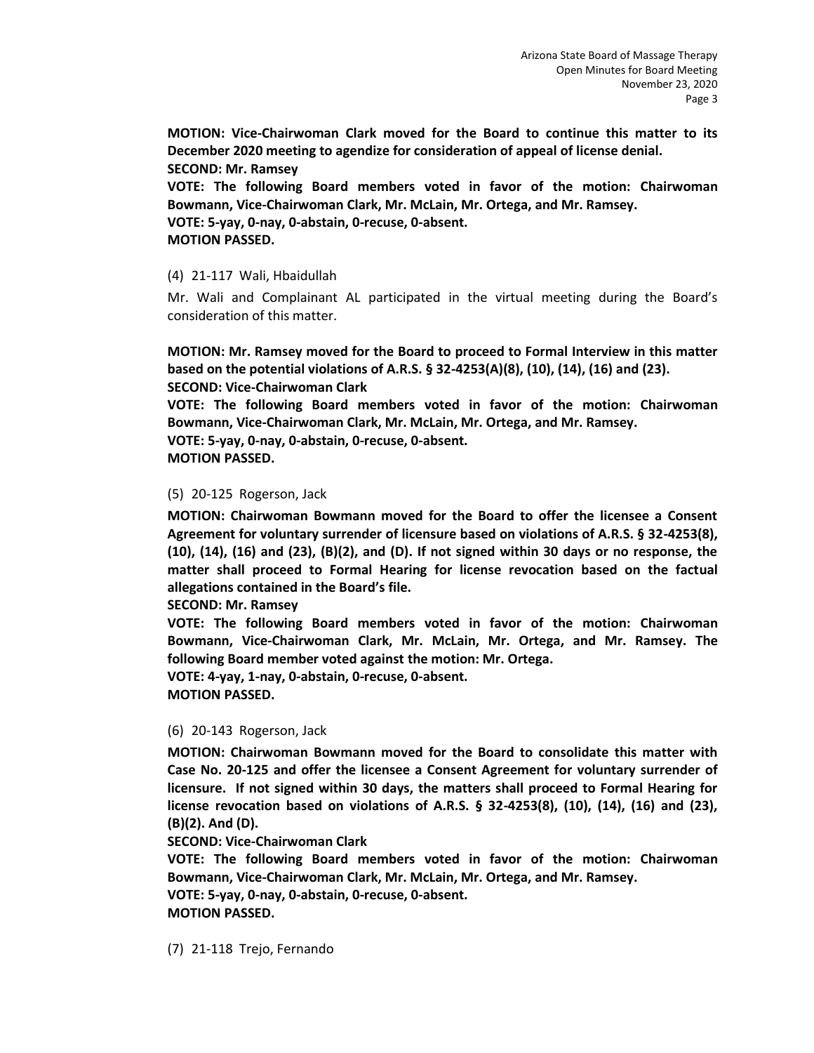**MOTION: Vice-Chairwoman Clark moved for the Board to continue this matter to its December 2020 meeting to agendize for consideration of appeal of license denial.**
**SECOND: Mr. Ramsey**
**VOTE: The following Board members voted in favor of the motion: Chairwoman Bowmann, Vice-Chairwoman Clark, Mr. McLain, Mr. Ortega, and Mr. Ramsey.**
**VOTE: 5-yay, 0-nay, 0-abstain, 0-recuse, 0-absent.**
**MOTION PASSED.**

(4) 21-117 Wali, Hbaidullah

Mr. Wali and Complainant AL participated in the virtual meeting during the Board's consideration of this matter.

**MOTION: Mr. Ramsey moved for the Board to proceed to Formal Interview in this matter based on the potential violations of A.R.S. § 32-4253(A)(8), (10), (14), (16) and (23).**
**SECOND: Vice-Chairwoman Clark**
**VOTE: The following Board members voted in favor of the motion: Chairwoman Bowmann, Vice-Chairwoman Clark, Mr. McLain, Mr. Ortega, and Mr. Ramsey.**
**VOTE: 5-yay, 0-nay, 0-abstain, 0-recuse, 0-absent.**
**MOTION PASSED.**

(5) 20-125 Rogerson, Jack

**MOTION: Chairwoman Bowmann moved for the Board to offer the licensee a Consent Agreement for voluntary surrender of licensure based on violations of A.R.S. § 32-4253(8), (10), (14), (16) and (23), (B)(2), and (D). If not signed within 30 days or no response, the matter shall proceed to Formal Hearing for license revocation based on the factual allegations contained in the Board's file.**
**SECOND: Mr. Ramsey**
**VOTE: The following Board members voted in favor of the motion: Chairwoman Bowmann, Vice-Chairwoman Clark, Mr. McLain, Mr. Ortega, and Mr. Ramsey. The following Board member voted against the motion: Mr. Ortega.**
**VOTE: 4-yay, 1-nay, 0-abstain, 0-recuse, 0-absent.**
**MOTION PASSED.**

(6) 20-143 Rogerson, Jack

**MOTION: Chairwoman Bowmann moved for the Board to consolidate this matter with Case No. 20-125 and offer the licensee a Consent Agreement for voluntary surrender of licensure. If not signed within 30 days, the matters shall proceed to Formal Hearing for license revocation based on violations of A.R.S. § 32-4253(8), (10), (14), (16) and (23), (B)(2). And (D).**
**SECOND: Vice-Chairwoman Clark**
**VOTE: The following Board members voted in favor of the motion: Chairwoman Bowmann, Vice-Chairwoman Clark, Mr. McLain, Mr. Ortega, and Mr. Ramsey.**
**VOTE: 5-yay, 0-nay, 0-abstain, 0-recuse, 0-absent.**
**MOTION PASSED.**

(7) 21-118 Trejo, Fernando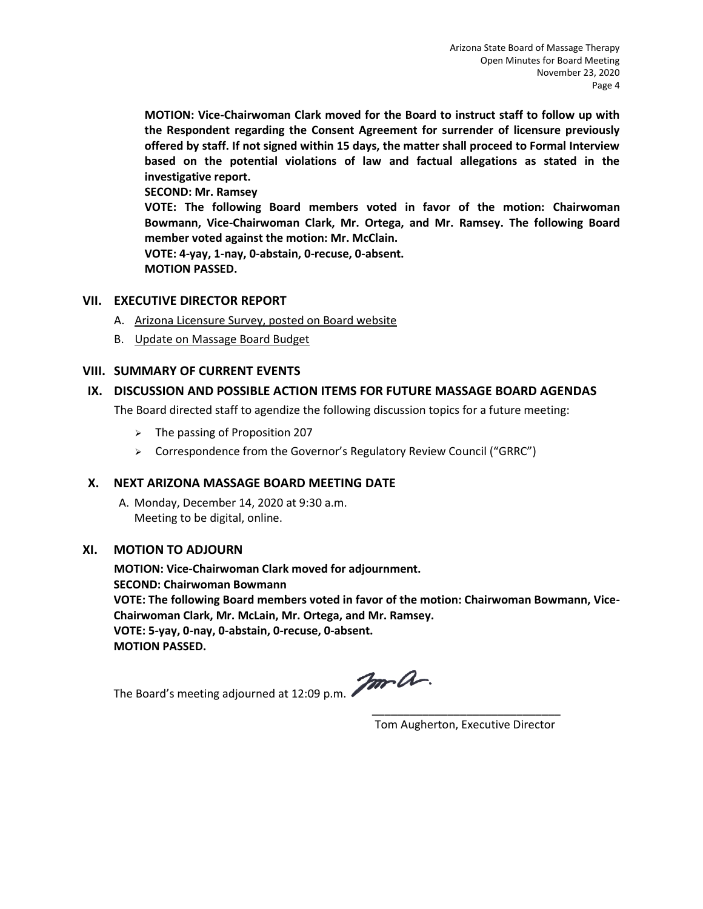**MOTION: Vice-Chairwoman Clark moved for the Board to instruct staff to follow up with the Respondent regarding the Consent Agreement for surrender of licensure previously offered by staff. If not signed within 15 days, the matter shall proceed to Formal Interview based on the potential violations of law and factual allegations as stated in the investigative report.**
**SECOND: Mr. Ramsey**
**VOTE: The following Board members voted in favor of the motion: Chairwoman Bowmann, Vice-Chairwoman Clark, Mr. Ortega, and Mr. Ramsey. The following Board member voted against the motion: Mr. McClain.**
**VOTE: 4-yay, 1-nay, 0-abstain, 0-recuse, 0-absent.**
**MOTION PASSED.**

## VII. EXECUTIVE DIRECTOR REPORT

A. Arizona Licensure Survey, posted on Board website
B. Update on Massage Board Budget

## VIII. SUMMARY OF CURRENT EVENTS

## IX. DISCUSSION AND POSSIBLE ACTION ITEMS FOR FUTURE MASSAGE BOARD AGENDAS

The Board directed staff to agendize the following discussion topics for a future meeting:

- The passing of Proposition 207
- Correspondence from the Governor's Regulatory Review Council ("GRRC")

## X. NEXT ARIZONA MASSAGE BOARD MEETING DATE

A. Monday, December 14, 2020 at 9:30 a.m.
Meeting to be digital, online.

## XI. MOTION TO ADJOURN

**MOTION: Vice-Chairwoman Clark moved for adjournment.**
**SECOND: Chairwoman Bowmann**
**VOTE: The following Board members voted in favor of the motion: Chairwoman Bowmann, Vice-Chairwoman Clark, Mr. McLain, Mr. Ortega, and Mr. Ramsey.**
**VOTE: 5-yay, 0-nay, 0-abstain, 0-recuse, 0-absent.**
**MOTION PASSED.**

The Board's meeting adjourned at 12:09 p.m.

\_\_\_\_\_\_\_\_\_\_\_\_\_\_\_\_\_\_\_\_\_\_\_\_\_\_\_\_\_\_
Tom Augherton, Executive Director